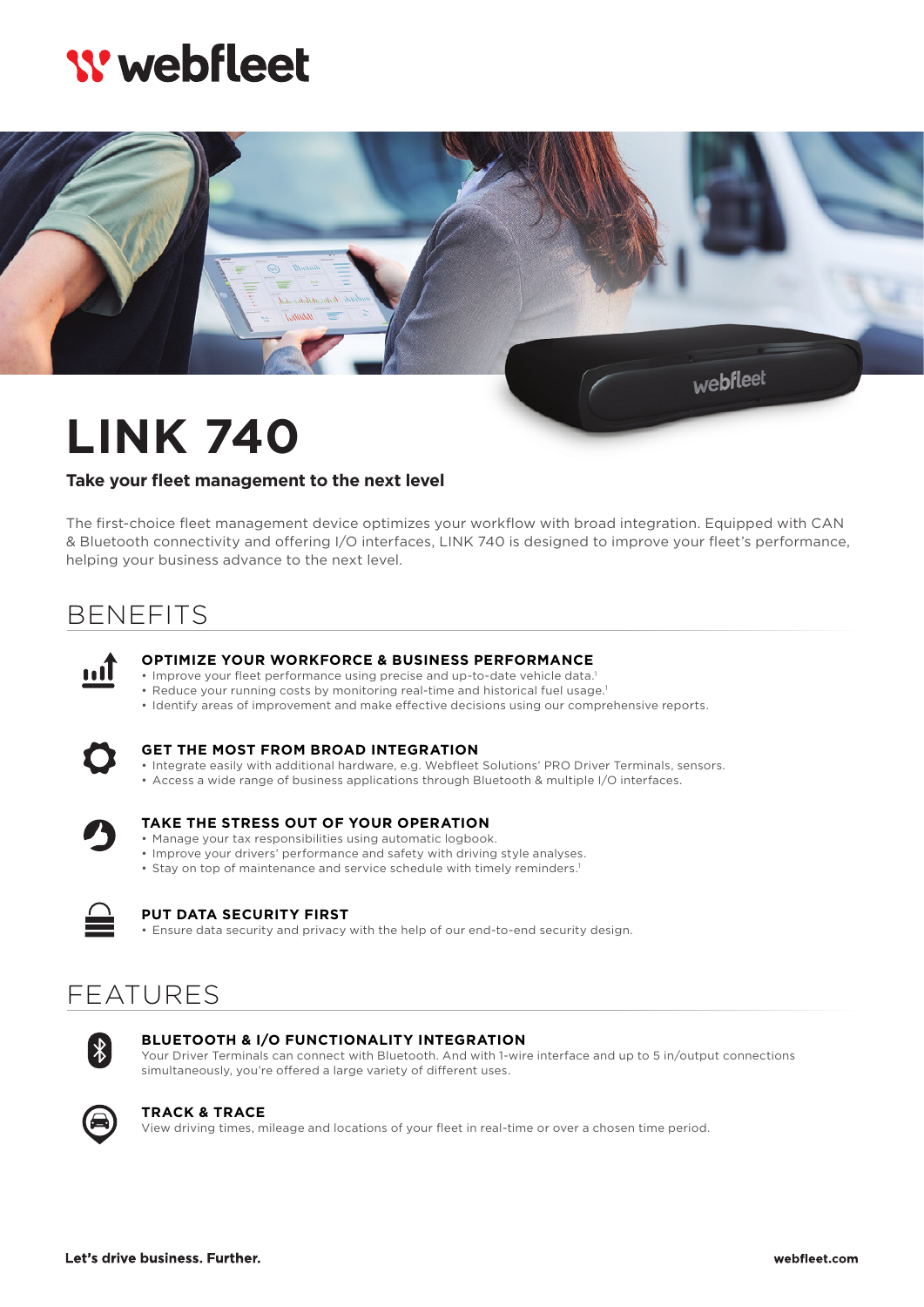# LINK 740

**Take your fleet management to the next level**

The first-choice fleet management device optimizes your workflow with broad integration. Equipped with CAN & Bluetooth connectivity and offering I/O interfaces, LINK 740 is designed to improve your fleet's performance, helping your business advance to the next level.

## BENEFITS

### OPTIMIZE YOUR WORKFORCE & BUSINESS PERFORMANCE

- Improve your fleet performance using precise and up-to-date vehicle data.[1]
- Reduce your running costs by monitoring real-time and historical fuel usage.[1]
- Identify areas of improvement and make effective decisions using our comprehensive reports.

### GET THE MOST FROM BROAD INTEGRATION

- Integrate easily with additional hardware, e.g. Webfleet Solutions' PRO Driver Terminals, sensors.
- Access a wide range of business applications through Bluetooth & multiple I/O interfaces.

### TAKE THE STRESS OUT OF YOUR OPERATION

- Manage your tax responsibilities using automatic logbook.
- Improve your drivers' performance and safety with driving style analyses.
- Stay on top of maintenance and service schedule with timely reminders.[1]

### PUT DATA SECURITY FIRST

- Ensure data security and privacy with the help of our end-to-end security design.

## FEATURES

### BLUETOOTH & I/O FUNCTIONALITY INTEGRATION

Your Driver Terminals can connect with Bluetooth. And with 1-wire interface and up to 5 in/output connections simultaneously, you're offered a large variety of different uses.

### TRACK & TRACE

View driving times, mileage and locations of your fleet in real-time or over a chosen time period.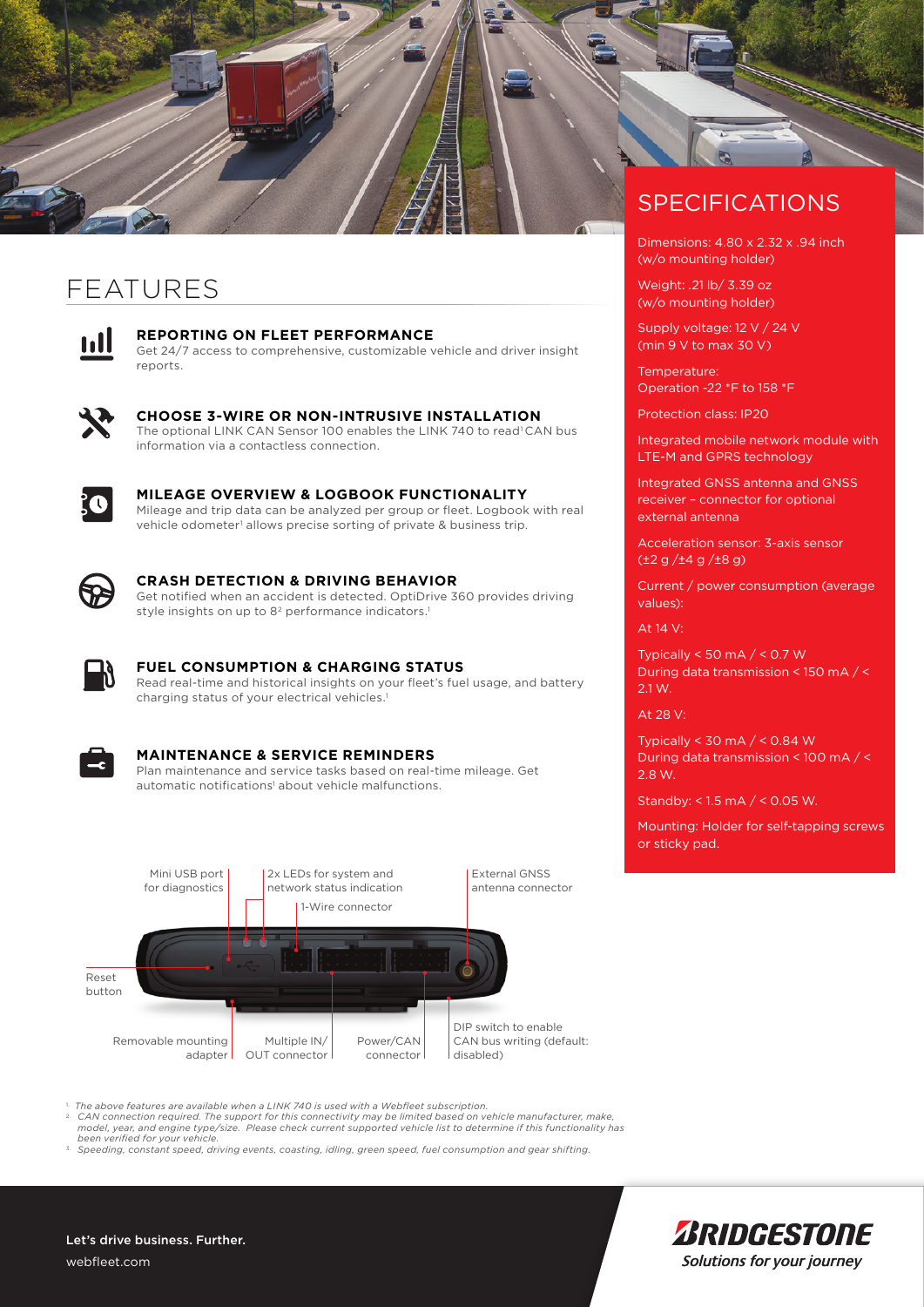## FEATURES

### REPORTING ON FLEET PERFORMANCE

Get 24/7 access to comprehensive, customizable vehicle and driver insight reports.

### CHOOSE 3-WIRE OR NON-INTRUSIVE INSTALLATION

The optional LINK CAN Sensor 100 enables the LINK 740 to read[1] CAN bus information via a contactless connection.

### MILEAGE OVERVIEW & LOGBOOK FUNCTIONALITY

Mileage and trip data can be analyzed per group or fleet. Logbook with real vehicle odometer[1] allows precise sorting of private & business trip.

### CRASH DETECTION & DRIVING BEHAVIOR

Get notified when an accident is detected. OptiDrive 360 provides driving style insights on up to 8[2] performance indicators.[1]

### FUEL CONSUMPTION & CHARGING STATUS

Read real-time and historical insights on your fleet's fuel usage, and battery charging status of your electrical vehicles.[1]

### MAINTENANCE & SERVICE REMINDERS

Plan maintenance and service tasks based on real-time mileage. Get automatic notifications[1] about vehicle malfunctions.

Mini USB port for diagnostics

2x LEDs for system and network status indication

1-Wire connector

External GNSS antenna connector

Reset button

Removable mounting adapter

Multiple IN/ OUT connector

Power/CAN connector

DIP switch to enable CAN bus writing (default: disabled)

## SPECIFICATIONS

Dimensions: 4.80 x 2.32 x .94 inch (w/o mounting holder)

Weight: .21 lb/ 3.39 oz (w/o mounting holder)

Supply voltage: 12 V / 24 V (min 9 V to max 30 V)

Temperature: Operation -22 °F to 158 °F

Protection class: IP20

Integrated mobile network module with LTE-M and GPRS technology

Integrated GNSS antenna and GNSS receiver – connector for optional external antenna

Acceleration sensor: 3-axis sensor (±2 g /±4 g /±8 g)

Current / power consumption (average values):

At 14 V:

Typically < 50 mA / < 0.7 W
During data transmission < 150 mA / < 2.1 W.

At 28 V:

Typically < 30 mA / < 0.84 W
During data transmission < 100 mA / < 2.8 W.

Standby: < 1.5 mA / < 0.05 W.

Mounting: Holder for self-tapping screws or sticky pad.

*1. The above features are available when a LINK 740 is used with a Webfleet subscription.*
*2. CAN connection required. The support for this connectivity may be limited based on vehicle manufacturer, make, model, year, and engine type/size. Please check current supported vehicle list to determine if this functionality has been verified for your vehicle.*
*3. Speeding, constant speed, driving events, coasting, idling, green speed, fuel consumption and gear shifting.*

**Let's drive business. Further.**
webfleet.com

BRIDGESTONE
*Solutions for your journey*